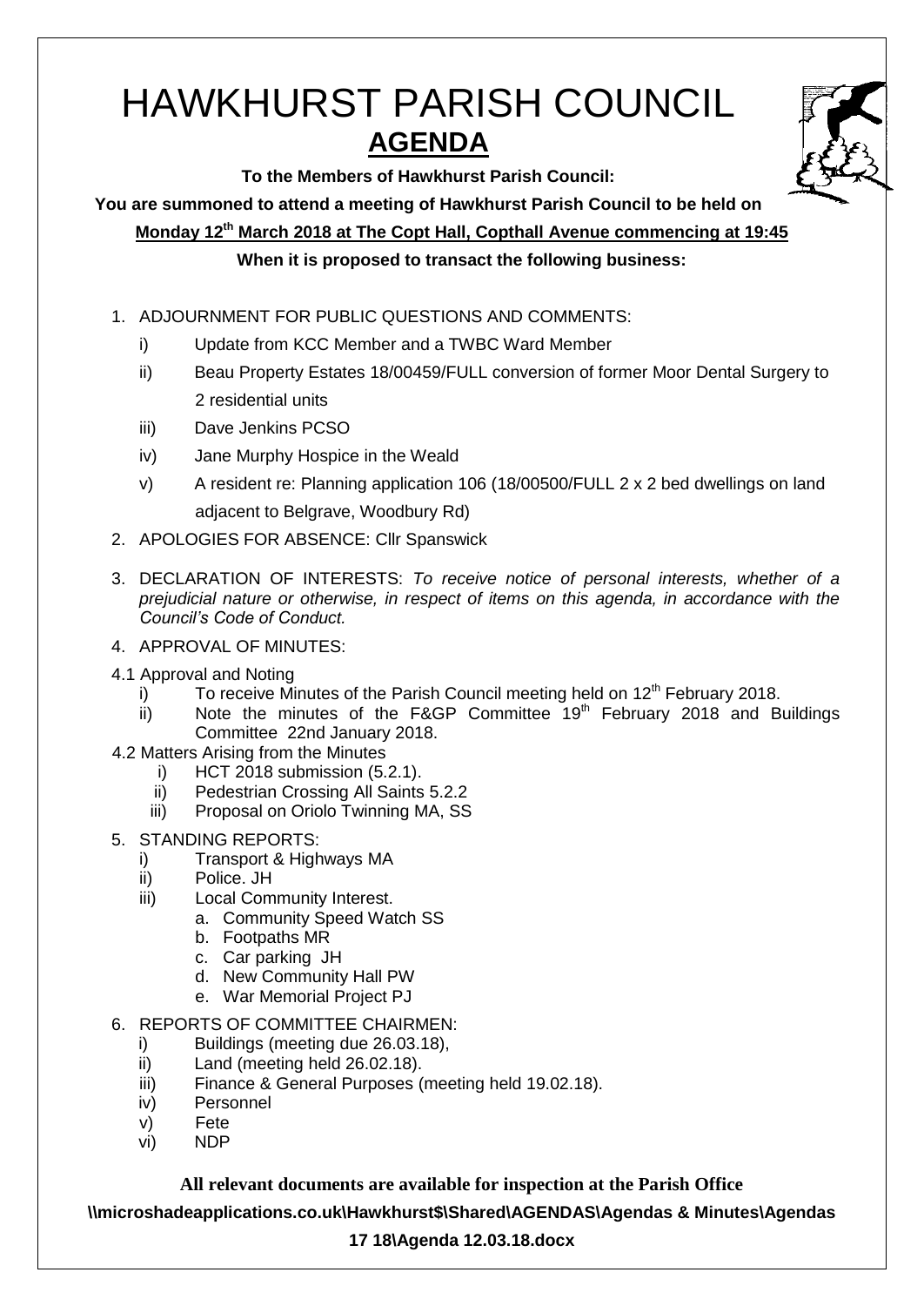# HAWKHURST PARISH COUNCIL

## AGENDA

**To the Members of Hawkhurst Parish Council:**

**You are summoned to attend a meeting of Hawkhurst Parish Council to be held on**

**Monday 12th March 2018 at The Copt Hall, Copthall Avenue commencing at 19:45**

**When it is proposed to transact the following business:**

1. ADJOURNMENT FOR PUBLIC QUESTIONS AND COMMENTS:
   - i) Update from KCC Member and a TWBC Ward Member
   - ii) Beau Property Estates 18/00459/FULL conversion of former Moor Dental Surgery to 2 residential units
   - iii) Dave Jenkins PCSO
   - iv) Jane Murphy Hospice in the Weald
   - v) A resident re: Planning application 106 (18/00500/FULL 2 x 2 bed dwellings on land adjacent to Belgrave, Woodbury Rd)
2. APOLOGIES FOR ABSENCE: Cllr Spanswick
3. DECLARATION OF INTERESTS: *To receive notice of personal interests, whether of a prejudicial nature or otherwise, in respect of items on this agenda, in accordance with the Council's Code of Conduct.*
4. APPROVAL OF MINUTES:

4.1 Approval and Noting
   - i) To receive Minutes of the Parish Council meeting held on 12th February 2018.
   - ii) Note the minutes of the F&GP Committee 19th February 2018 and Buildings Committee 22nd January 2018.

4.2 Matters Arising from the Minutes
   - i) HCT 2018 submission (5.2.1).
   - ii) Pedestrian Crossing All Saints 5.2.2
   - iii) Proposal on Oriolo Twinning MA, SS

5. STANDING REPORTS:
   - i) Transport & Highways MA
   - ii) Police. JH
   - iii) Local Community Interest.
     - a. Community Speed Watch SS
     - b. Footpaths MR
     - c. Car parking JH
     - d. New Community Hall PW
     - e. War Memorial Project PJ
6. REPORTS OF COMMITTEE CHAIRMEN:
   - i) Buildings (meeting due 26.03.18),
   - ii) Land (meeting held 26.02.18).
   - iii) Finance & General Purposes (meeting held 19.02.18).
   - iv) Personnel
   - v) Fete
   - vi) NDP

**All relevant documents are available for inspection at the Parish Office**

**\\microshadeapplications.co.uk\Hawkhurst$\Shared\AGENDAS\Agendas & Minutes\Agendas 17 18\Agenda 12.03.18.docx**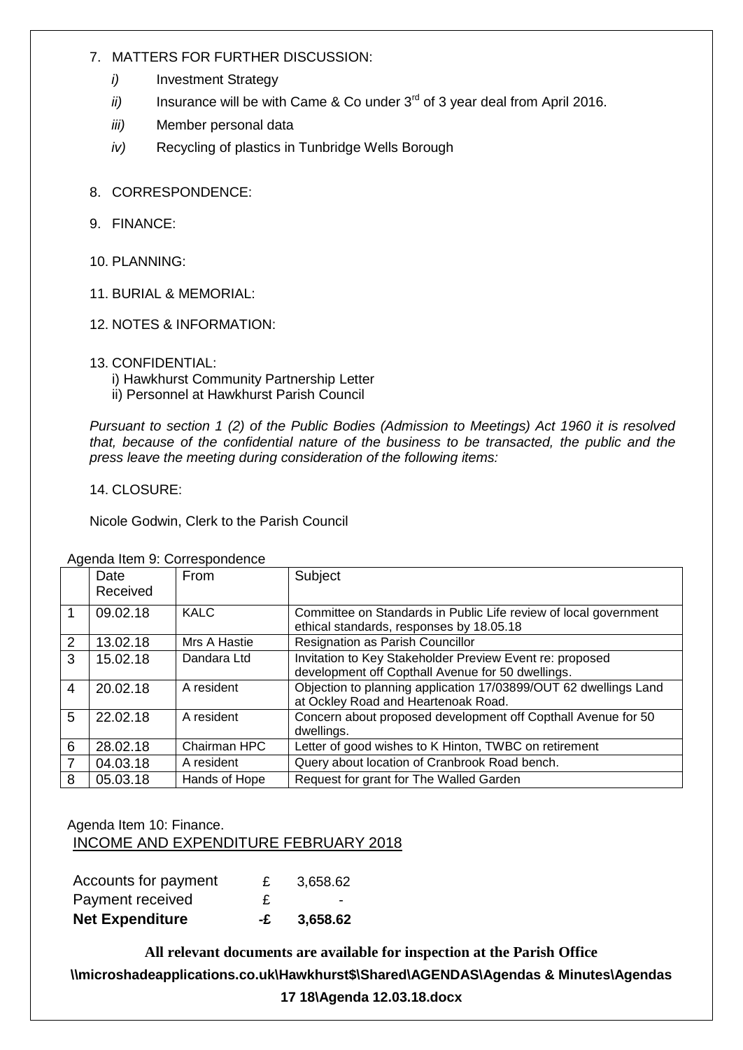7. MATTERS FOR FURTHER DISCUSSION:
   *i)* Investment Strategy
   *ii)* Insurance will be with Came & Co under 3rd of 3 year deal from April 2016.
   *iii)* Member personal data
   *iv)* Recycling of plastics in Tunbridge Wells Borough

8. CORRESPONDENCE:

9. FINANCE:

10. PLANNING:

11. BURIAL & MEMORIAL:

12. NOTES & INFORMATION:

13. CONFIDENTIAL:
    i) Hawkhurst Community Partnership Letter
    ii) Personnel at Hawkhurst Parish Council

*Pursuant to section 1 (2) of the Public Bodies (Admission to Meetings) Act 1960 it is resolved that, because of the confidential nature of the business to be transacted, the public and the press leave the meeting during consideration of the following items:*

14. CLOSURE:

Nicole Godwin, Clerk to the Parish Council

Agenda Item 9: Correspondence

| | Date Received | From | Subject |
|---|---|---|---|
| 1 | 09.02.18 | KALC | Committee on Standards in Public Life review of local government ethical standards, responses by 18.05.18 |
| 2 | 13.02.18 | Mrs A Hastie | Resignation as Parish Councillor |
| 3 | 15.02.18 | Dandara Ltd | Invitation to Key Stakeholder Preview Event re: proposed development off Copthall Avenue for 50 dwellings. |
| 4 | 20.02.18 | A resident | Objection to planning application 17/03899/OUT 62 dwellings Land at Ockley Road and Heartenoak Road. |
| 5 | 22.02.18 | A resident | Concern about proposed development off Copthall Avenue for 50 dwellings. |
| 6 | 28.02.18 | Chairman HPC | Letter of good wishes to K Hinton, TWBC on retirement |
| 7 | 04.03.18 | A resident | Query about location of Cranbrook Road bench. |
| 8 | 05.03.18 | Hands of Hope | Request for grant for The Walled Garden |

Agenda Item 10: Finance.

INCOME AND EXPENDITURE FEBRUARY 2018

| | | |
|---|---|---|
| Accounts for payment | £ | 3,658.62 |
| Payment received | £ | - |
| **Net Expenditure** | **-£** | **3,658.62** |

**All relevant documents are available for inspection at the Parish Office**

**\\microshadeapplications.co.uk\Hawkhurst$\Shared\AGENDAS\Agendas & Minutes\Agendas 17 18\Agenda 12.03.18.docx**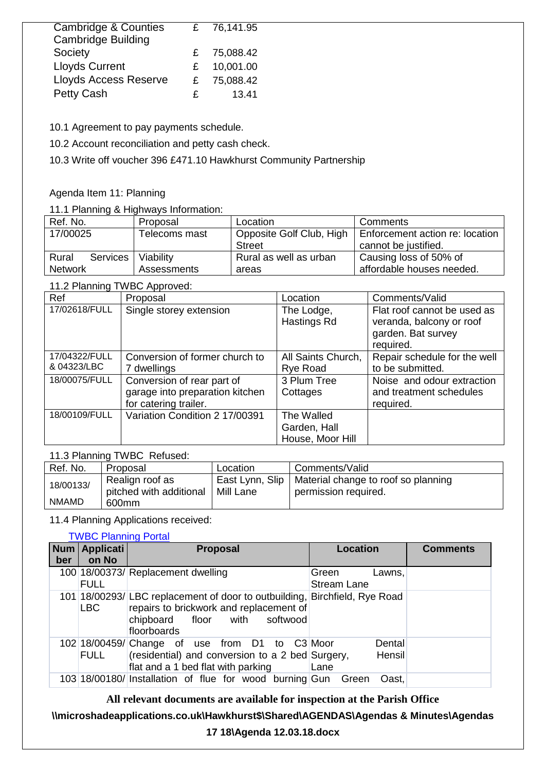| | | |
|---|---|---|
| Cambridge & Counties | £ | 76,141.95 |
| Cambridge Building Society | £ | 75,088.42 |
| Lloyds Current | £ | 10,001.00 |
| Lloyds Access Reserve | £ | 75,088.42 |
| Petty Cash | £ | 13.41 |

10.1 Agreement to pay payments schedule.

10.2 Account reconciliation and petty cash check.

10.3 Write off voucher 396 £471.10 Hawkhurst Community Partnership

Agenda Item 11: Planning

11.1 Planning & Highways Information:

| Ref. No. | Proposal | Location | Comments |
|---|---|---|---|
| 17/00025 | Telecoms mast | Opposite Golf Club, High Street | Enforcement action re: location cannot be justified. |
| Rural Services Network | Viability Assessments | Rural as well as urban areas | Causing loss of 50% of affordable houses needed. |

11.2 Planning TWBC Approved:

| Ref | Proposal | Location | Comments/Valid |
|---|---|---|---|
| 17/02618/FULL | Single storey extension | The Lodge, Hastings Rd | Flat roof cannot be used as veranda, balcony or roof garden. Bat survey required. |
| 17/04322/FULL & 04323/LBC | Conversion of former church to 7 dwellings | All Saints Church, Rye Road | Repair schedule for the well to be submitted. |
| 18/00075/FULL | Conversion of rear part of garage into preparation kitchen for catering trailer. | 3 Plum Tree Cottages | Noise and odour extraction and treatment schedules required. |
| 18/00109/FULL | Variation Condition 2 17/00391 | The Walled Garden, Hall House, Moor Hill | |

11.3 Planning TWBC Refused:

| Ref. No. | Proposal | Location | Comments/Valid |
|---|---|---|---|
| 18/00133/ NMAMD | Realign roof as pitched with additional 600mm | East Lynn, Slip Mill Lane | Material change to roof so planning permission required. |

11.4 Planning Applications received:

[TWBC Planning Portal]

| Number | Application No | Proposal | Location | Comments |
|---|---|---|---|---|
| 100 | 18/00373/ FULL | Replacement dwelling | Green Lawns, Stream Lane | |
| 101 | 18/00293/ LBC | LBC replacement of door to outbuilding, repairs to brickwork and replacement of chipboard floor with softwood floorboards | Birchfield, Rye Road | |
| 102 | 18/00459/ FULL | Change of use from D1 to C3 (residential) and conversion to a 2 bed flat and a 1 bed flat with parking | Moor Dental Surgery, Hensil Lane | |
| 103 | 18/00180/ | Installation of flue for wood burning | Gun Green Oast, | |

**All relevant documents are available for inspection at the Parish Office**

**\\microshadeapplications.co.uk\Hawkhurst$\Shared\AGENDAS\Agendas & Minutes\Agendas 17 18\Agenda 12.03.18.docx**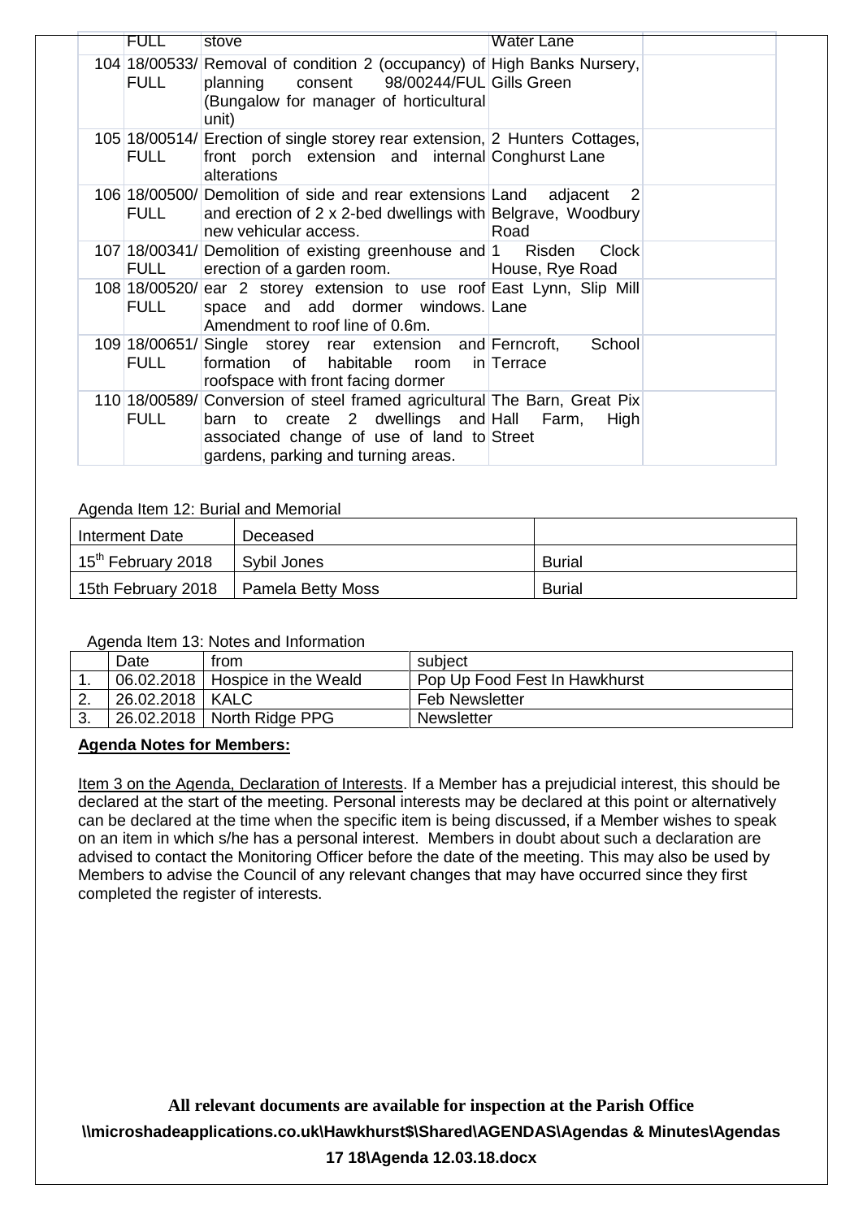| | | | | |
|---|---|---|---|---|
| | FULL | stove | Water Lane | |
| 104 | 18/00533/ FULL | Removal of condition 2 (occupancy) of planning consent 98/00244/FUL (Bungalow for manager of horticultural unit) | High Banks Nursery, Gills Green | |
| 105 | 18/00514/ FULL | Erection of single storey rear extension, front porch extension and internal alterations | 2 Hunters Cottages, Conghurst Lane | |
| 106 | 18/00500/ FULL | Demolition of side and rear extensions and erection of 2 x 2-bed dwellings with new vehicular access. | Land adjacent 2 Belgrave, Woodbury Road | |
| 107 | 18/00341/ FULL | Demolition of existing greenhouse and erection of a garden room. | 1 Risden Clock House, Rye Road | |
| 108 | 18/00520/ FULL | ear 2 storey extension to use roof space and add dormer windows. Amendment to roof line of 0.6m. | East Lynn, Slip Mill Lane | |
| 109 | 18/00651/ FULL | Single storey rear extension and formation of habitable room in roofspace with front facing dormer | Ferncroft, School Terrace | |
| 110 | 18/00589/ FULL | Conversion of steel framed agricultural barn to create 2 dwellings and associated change of use of land to gardens, parking and turning areas. | The Barn, Great Pix Hall Farm, High Street | |

Agenda Item 12: Burial and Memorial

| Interment Date | Deceased | |
|---|---|---|
| 15th February 2018 | Sybil Jones | Burial |
| 15th February 2018 | Pamela Betty Moss | Burial |

Agenda Item 13: Notes and Information

| | Date | from | subject |
|---|---|---|---|
| 1. | 06.02.2018 | Hospice in the Weald | Pop Up Food Fest In Hawkhurst |
| 2. | 26.02.2018 | KALC | Feb Newsletter |
| 3. | 26.02.2018 | North Ridge PPG | Newsletter |

**Agenda Notes for Members:**

Item 3 on the Agenda, Declaration of Interests. If a Member has a prejudicial interest, this should be declared at the start of the meeting. Personal interests may be declared at this point or alternatively can be declared at the time when the specific item is being discussed, if a Member wishes to speak on an item in which s/he has a personal interest. Members in doubt about such a declaration are advised to contact the Monitoring Officer before the date of the meeting. This may also be used by Members to advise the Council of any relevant changes that may have occurred since they first completed the register of interests.

**All relevant documents are available for inspection at the Parish Office**
**\\microshadeapplications.co.uk\Hawkhurst$\Shared\AGENDAS\Agendas & Minutes\Agendas 17 18\Agenda 12.03.18.docx**